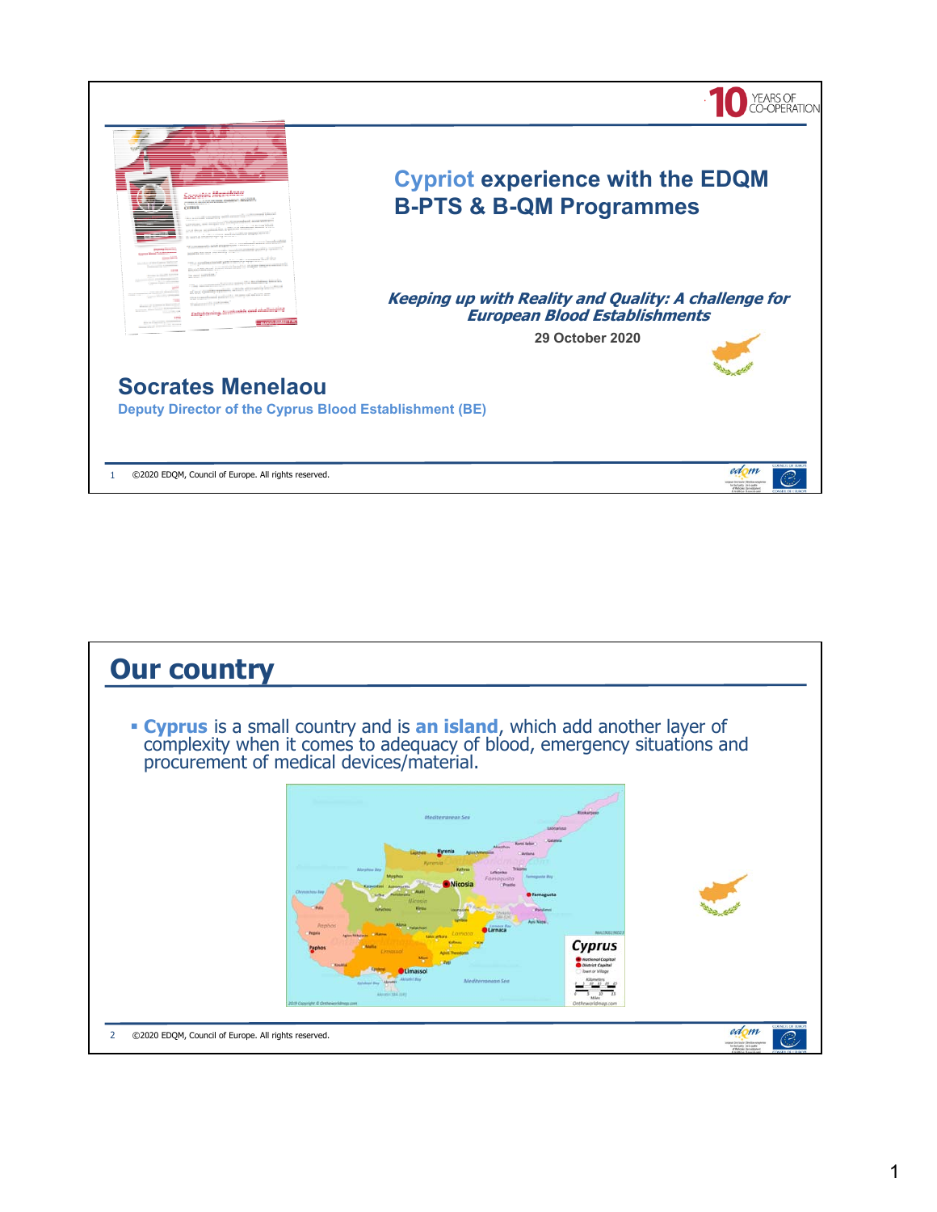10 YEARS OF CO-OPERATION

# Cypriot experience with the EDQM B-PTS & B-QM Programmes

***Keeping up with Reality and Quality: A challenge for European Blood Establishments***

**29 October 2020**

## Socrates Menelaou

**Deputy Director of the Cyprus Blood Establishment (BE)**

©2020 EDQM, Council of Europe. All rights reserved.

# Our country

- **Cyprus** is a small country and is **an island**, which add another layer of complexity when it comes to adequacy of blood, emergency situations and procurement of medical devices/material.

©2020 EDQM, Council of Europe. All rights reserved.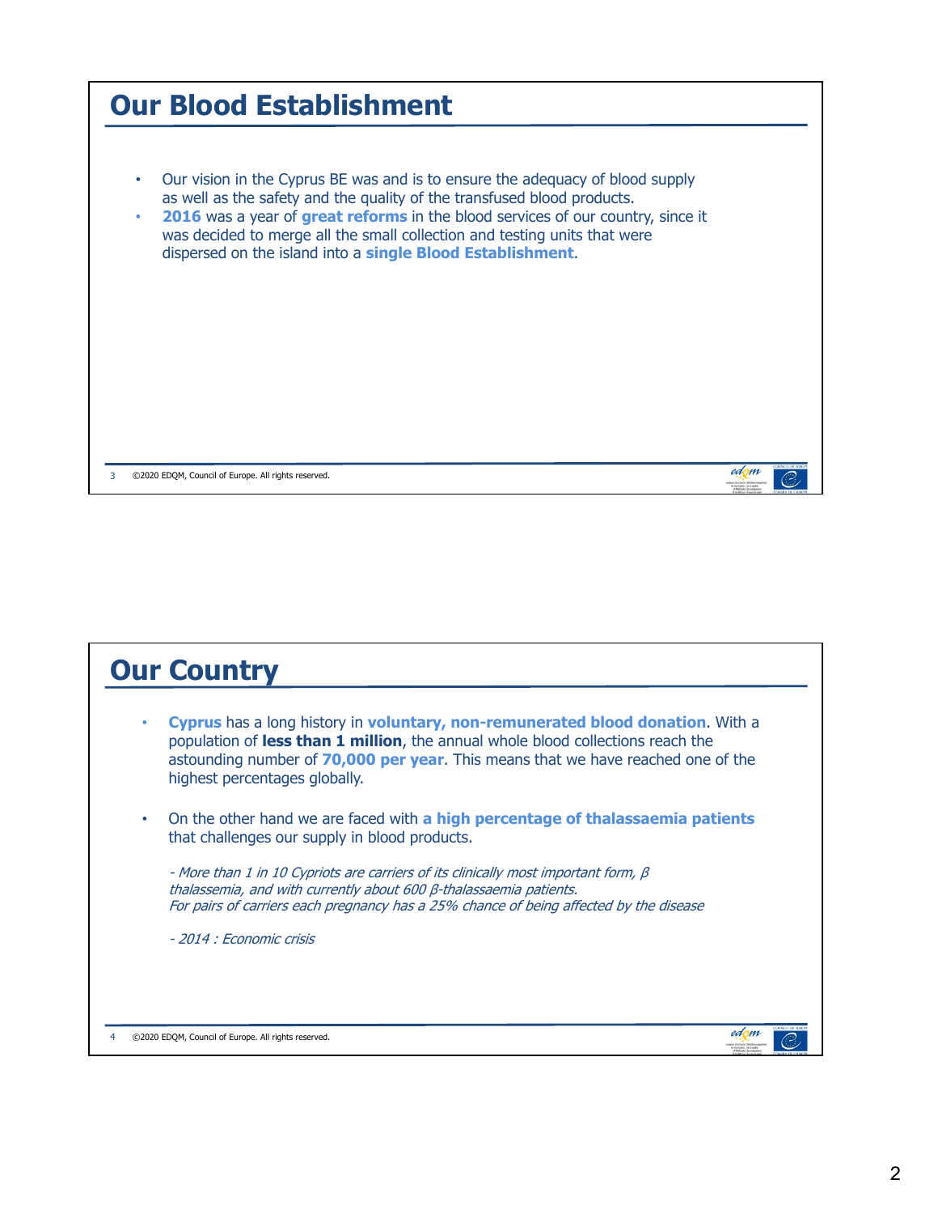# Our Blood Establishment

- Our vision in the Cyprus BE was and is to ensure the adequacy of blood supply as well as the safety and the quality of the transfused blood products.
- **2016** was a year of **great reforms** in the blood services of our country, since it was decided to merge all the small collection and testing units that were dispersed on the island into a **single Blood Establishment**.

# Our Country

- **Cyprus** has a long history in **voluntary, non-remunerated blood donation**. With a population of **less than 1 million**, the annual whole blood collections reach the astounding number of **70,000 per year**. This means that we have reached one of the highest percentages globally.

- On the other hand we are faced with **a high percentage of thalassaemia patients** that challenges our supply in blood products.

  *- More than 1 in 10 Cypriots are carriers of its clinically most important form, β thalassemia, and with currently about 600 β-thalassaemia patients.*
  *For pairs of carriers each pregnancy has a 25% chance of being affected by the disease*

  *- 2014 : Economic crisis*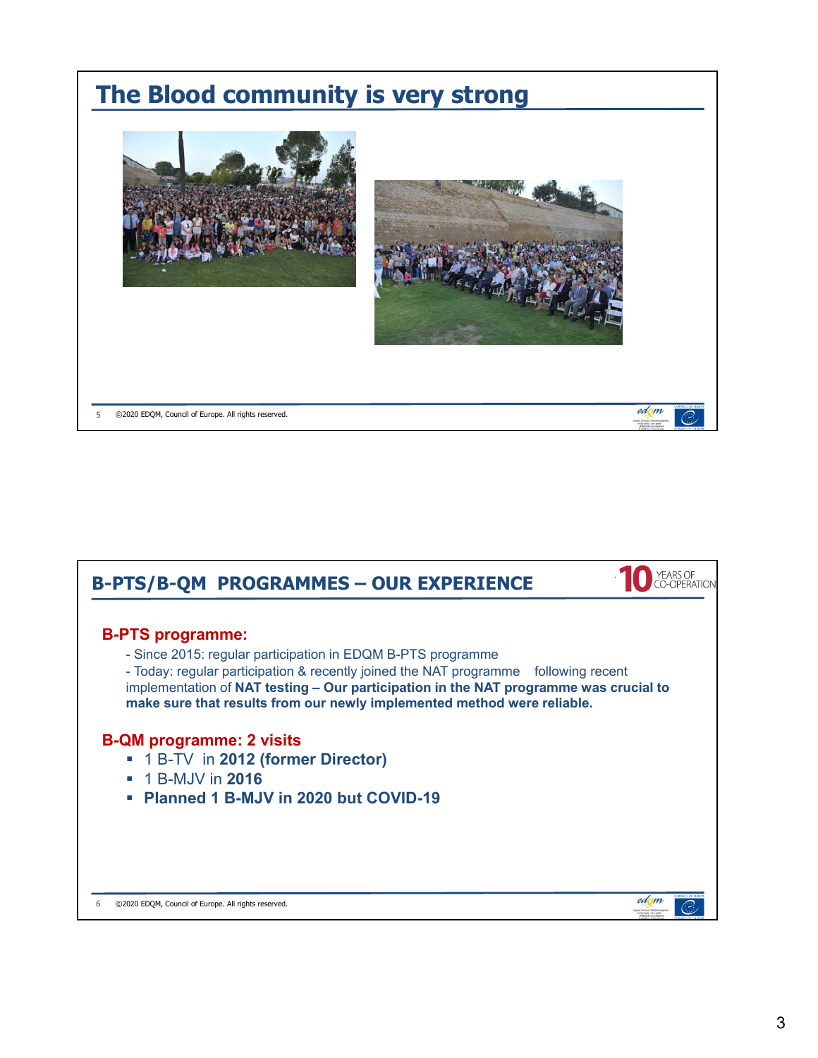## The Blood community is very strong

## B-PTS/B-QM PROGRAMMES – OUR EXPERIENCE

10 YEARS OF CO-OPERATION

**B-PTS programme:**

- Since 2015: regular participation in EDQM B-PTS programme
- Today: regular participation & recently joined the NAT programme following recent implementation of **NAT testing – Our participation in the NAT programme was crucial to make sure that results from our newly implemented method were reliable.**

**B-QM programme: 2 visits**

- 1 B-TV in **2012 (former Director)**
- 1 B-MJV in **2016**
- **Planned 1 B-MJV in 2020 but COVID-19**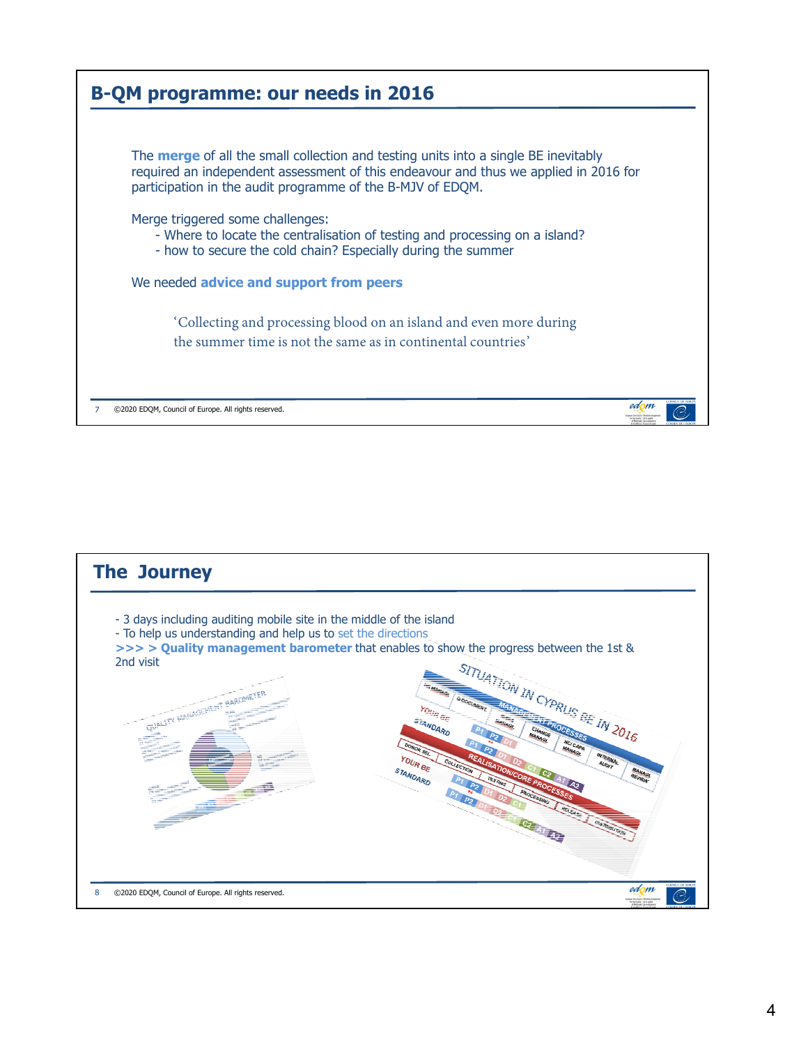## B-QM programme: our needs in 2016

The **merge** of all the small collection and testing units into a single BE inevitably required an independent assessment of this endeavour and thus we applied in 2016 for participation in the audit programme of the B-MJV of EDQM.

Merge triggered some challenges:

- Where to locate the centralisation of testing and processing on a island?
- how to secure the cold chain? Especially during the summer

We needed **advice and support from peers**

> 'Collecting and processing blood on an island and even more during the summer time is not the same as in continental countries'

## The Journey

- 3 days including auditing mobile site in the middle of the island
- To help us understanding and help us to set the directions

**>>> > Quality management barometer** that enables to show the progress between the 1st & 2nd visit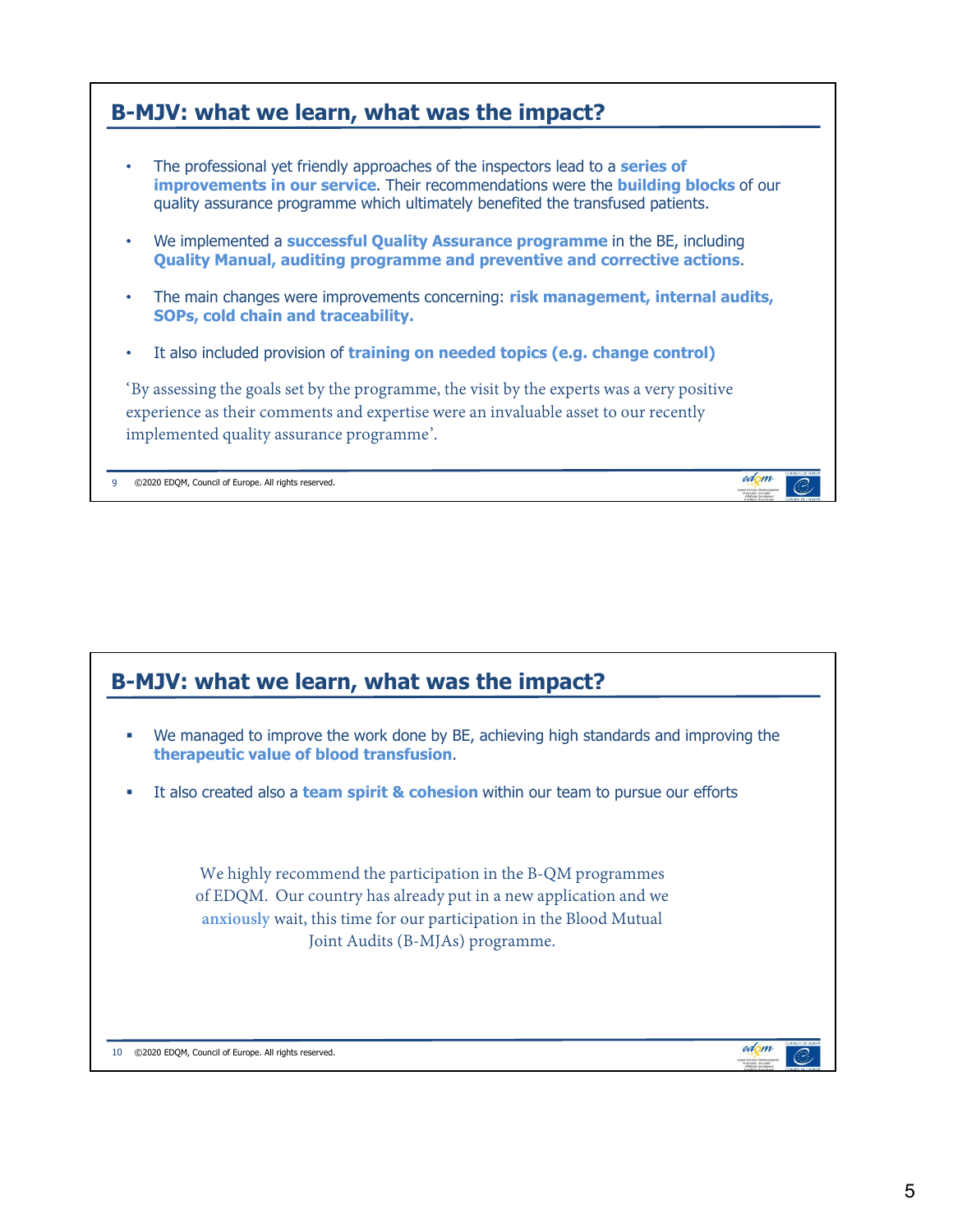## B-MJV: what we learn, what was the impact?

- The professional yet friendly approaches of the inspectors lead to a **series of improvements in our service**. Their recommendations were the **building blocks** of our quality assurance programme which ultimately benefited the transfused patients.
- We implemented a **successful Quality Assurance programme** in the BE, including **Quality Manual, auditing programme and preventive and corrective actions**.
- The main changes were improvements concerning: **risk management, internal audits, SOPs, cold chain and traceability.**
- It also included provision of **training on needed topics (e.g. change control)**

'By assessing the goals set by the programme, the visit by the experts was a very positive experience as their comments and expertise were an invaluable asset to our recently implemented quality assurance programme'.

9 ©2020 EDQM, Council of Europe. All rights reserved.

## B-MJV: what we learn, what was the impact?

- We managed to improve the work done by BE, achieving high standards and improving the **therapeutic value of blood transfusion**.
- It also created also a **team spirit & cohesion** within our team to pursue our efforts

We highly recommend the participation in the B-QM programmes of EDQM. Our country has already put in a new application and we **anxiously** wait, this time for our participation in the Blood Mutual Joint Audits (B-MJAs) programme.

10 ©2020 EDQM, Council of Europe. All rights reserved.